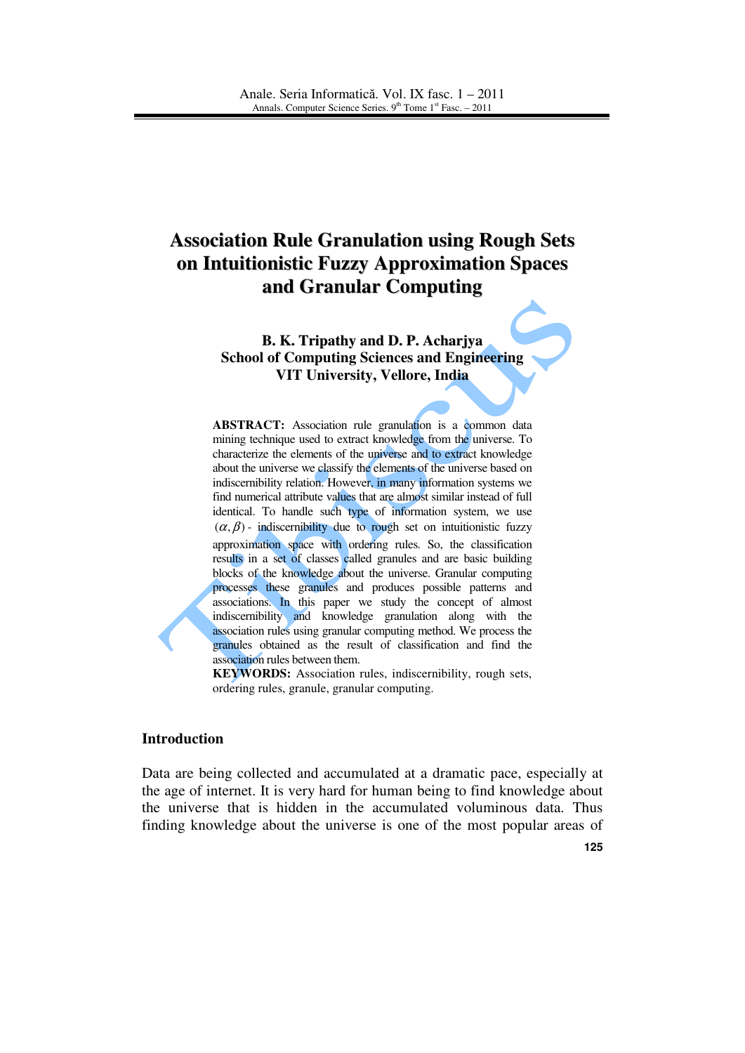# Association Rule Granulation using Rough Sets on Intuitionistic Fuzzy Approximation Spaces and Granular Computing

**B. K. Tripathy and D. P. Acharjya**
**School of Computing Sciences and Engineering**
**VIT University, Vellore, India**

**ABSTRACT:** Association rule granulation is a common data mining technique used to extract knowledge from the universe. To characterize the elements of the universe and to extract knowledge about the universe we classify the elements of the universe based on indiscernibility relation. However, in many information systems we find numerical attribute values that are almost similar instead of full identical. To handle such type of information system, we use $(\alpha, \beta)$ - indiscernibility due to rough set on intuitionistic fuzzy approximation space with ordering rules. So, the classification results in a set of classes called granules and are basic building blocks of the knowledge about the universe. Granular computing processes these granules and produces possible patterns and associations. In this paper we study the concept of almost indiscernibility and knowledge granulation along with the association rules using granular computing method. We process the granules obtained as the result of classification and find the association rules between them.

**KEYWORDS:** Association rules, indiscernibility, rough sets, ordering rules, granule, granular computing.

## Introduction

Data are being collected and accumulated at a dramatic pace, especially at the age of internet. It is very hard for human being to find knowledge about the universe that is hidden in the accumulated voluminous data. Thus finding knowledge about the universe is one of the most popular areas of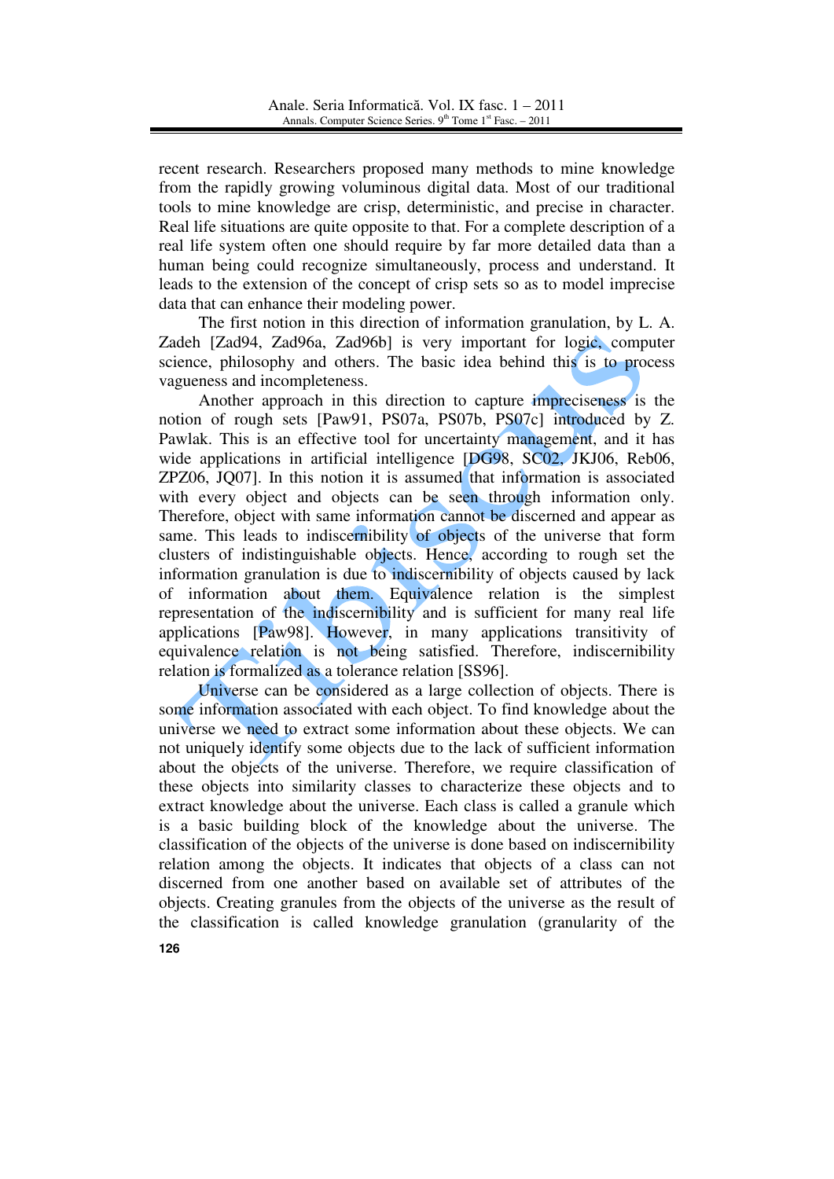recent research. Researchers proposed many methods to mine knowledge from the rapidly growing voluminous digital data. Most of our traditional tools to mine knowledge are crisp, deterministic, and precise in character. Real life situations are quite opposite to that. For a complete description of a real life system often one should require by far more detailed data than a human being could recognize simultaneously, process and understand. It leads to the extension of the concept of crisp sets so as to model imprecise data that can enhance their modeling power.

The first notion in this direction of information granulation, by L. A. Zadeh [Zad94, Zad96a, Zad96b] is very important for logic, computer science, philosophy and others. The basic idea behind this is to process vagueness and incompleteness.

Another approach in this direction to capture impreciseness is the notion of rough sets [Paw91, PS07a, PS07b, PS07c] introduced by Z. Pawlak. This is an effective tool for uncertainty management, and it has wide applications in artificial intelligence [DG98, SC02, JKJ06, Reb06, ZPZ06, JQ07]. In this notion it is assumed that information is associated with every object and objects can be seen through information only. Therefore, object with same information cannot be discerned and appear as same. This leads to indiscernibility of objects of the universe that form clusters of indistinguishable objects. Hence, according to rough set the information granulation is due to indiscernibility of objects caused by lack of information about them. Equivalence relation is the simplest representation of the indiscernibility and is sufficient for many real life applications [Paw98]. However, in many applications transitivity of equivalence relation is not being satisfied. Therefore, indiscernibility relation is formalized as a tolerance relation [SS96].

Universe can be considered as a large collection of objects. There is some information associated with each object. To find knowledge about the universe we need to extract some information about these objects. We can not uniquely identify some objects due to the lack of sufficient information about the objects of the universe. Therefore, we require classification of these objects into similarity classes to characterize these objects and to extract knowledge about the universe. Each class is called a granule which is a basic building block of the knowledge about the universe. The classification of the objects of the universe is done based on indiscernibility relation among the objects. It indicates that objects of a class can not discerned from one another based on available set of attributes of the objects. Creating granules from the objects of the universe as the result of the classification is called knowledge granulation (granularity of the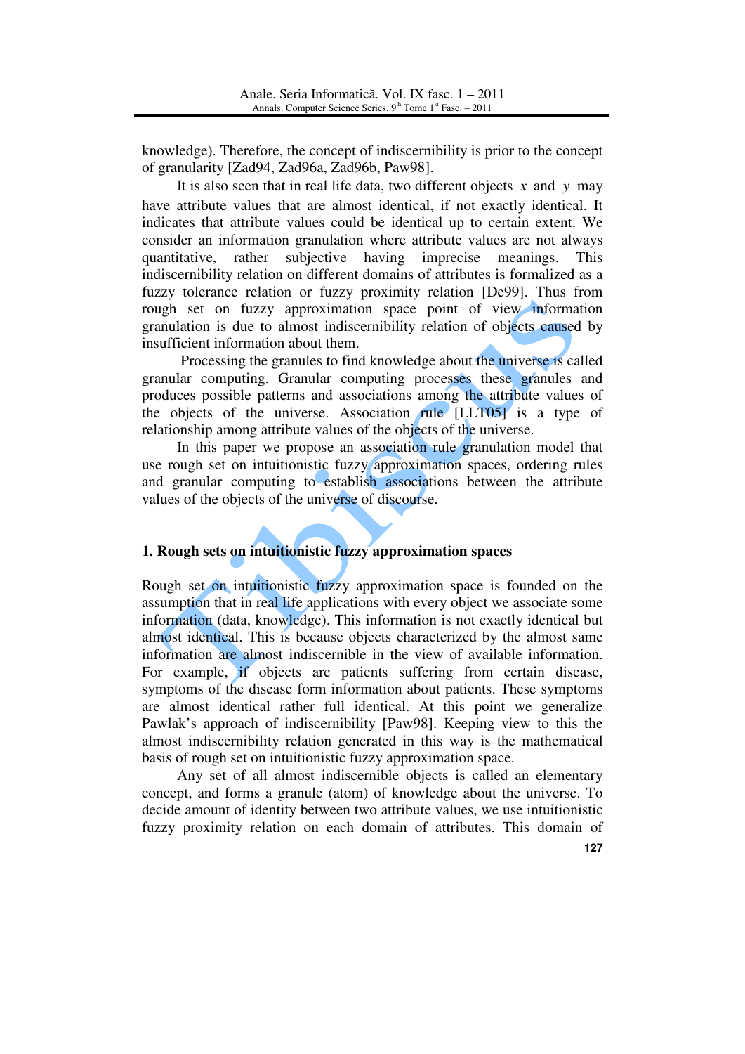knowledge). Therefore, the concept of indiscernibility is prior to the concept of granularity [Zad94, Zad96a, Zad96b, Paw98].

It is also seen that in real life data, two different objects $x$ and $y$ may have attribute values that are almost identical, if not exactly identical. It indicates that attribute values could be identical up to certain extent. We consider an information granulation where attribute values are not always quantitative, rather subjective having imprecise meanings. This indiscernibility relation on different domains of attributes is formalized as a fuzzy tolerance relation or fuzzy proximity relation [De99]. Thus from rough set on fuzzy approximation space point of view information granulation is due to almost indiscernibility relation of objects caused by insufficient information about them.

Processing the granules to find knowledge about the universe is called granular computing. Granular computing processes these granules and produces possible patterns and associations among the attribute values of the objects of the universe. Association rule [LLT05] is a type of relationship among attribute values of the objects of the universe.

In this paper we propose an association rule granulation model that use rough set on intuitionistic fuzzy approximation spaces, ordering rules and granular computing to establish associations between the attribute values of the objects of the universe of discourse.

## 1. Rough sets on intuitionistic fuzzy approximation spaces

Rough set on intuitionistic fuzzy approximation space is founded on the assumption that in real life applications with every object we associate some information (data, knowledge). This information is not exactly identical but almost identical. This is because objects characterized by the almost same information are almost indiscernible in the view of available information. For example, if objects are patients suffering from certain disease, symptoms of the disease form information about patients. These symptoms are almost identical rather full identical. At this point we generalize Pawlak's approach of indiscernibility [Paw98]. Keeping view to this the almost indiscernibility relation generated in this way is the mathematical basis of rough set on intuitionistic fuzzy approximation space.

Any set of all almost indiscernible objects is called an elementary concept, and forms a granule (atom) of knowledge about the universe. To decide amount of identity between two attribute values, we use intuitionistic fuzzy proximity relation on each domain of attributes. This domain of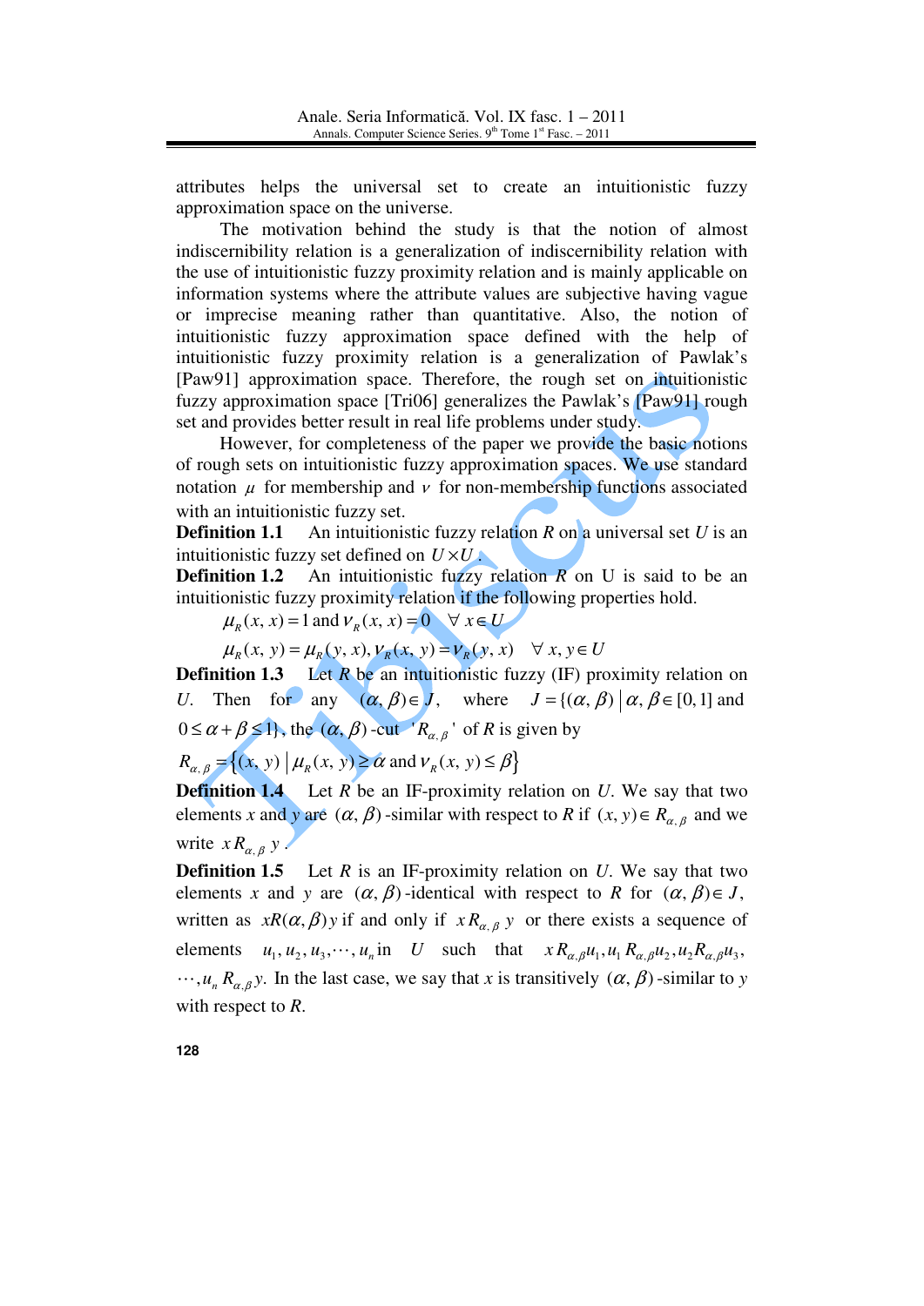attributes helps the universal set to create an intuitionistic fuzzy approximation space on the universe.

The motivation behind the study is that the notion of almost indiscernibility relation is a generalization of indiscernibility relation with the use of intuitionistic fuzzy proximity relation and is mainly applicable on information systems where the attribute values are subjective having vague or imprecise meaning rather than quantitative. Also, the notion of intuitionistic fuzzy approximation space defined with the help of intuitionistic fuzzy proximity relation is a generalization of Pawlak's [Paw91] approximation space. Therefore, the rough set on intuitionistic fuzzy approximation space [Tri06] generalizes the Pawlak's [Paw91] rough set and provides better result in real life problems under study.

However, for completeness of the paper we provide the basic notions of rough sets on intuitionistic fuzzy approximation spaces. We use standard notation $\mu$ for membership and $\nu$ for non-membership functions associated with an intuitionistic fuzzy set.

**Definition 1.1** An intuitionistic fuzzy relation $R$ on a universal set $U$ is an intuitionistic fuzzy set defined on $U \times U$.

**Definition 1.2** An intuitionistic fuzzy relation $R$ on U is said to be an intuitionistic fuzzy proximity relation if the following properties hold.

$$\mu_R(x, x) = 1 \text{ and } \nu_R(x, x) = 0 \quad \forall\, x \in U$$

$$\mu_R(x, y) = \mu_R(y, x), \nu_R(x, y) = \nu_R(y, x) \quad \forall\, x, y \in U$$

**Definition 1.3** Let $R$ be an intuitionistic fuzzy (IF) proximity relation on $U$. Then for any $(\alpha, \beta) \in J$, where $J = \{(\alpha, \beta) \mid \alpha, \beta \in [0,1] \text{ and } 0 \le \alpha + \beta \le 1\}$, the $(\alpha, \beta)$-cut '$R_{\alpha,\beta}$' of $R$ is given by

$$R_{\alpha,\beta} = \{(x, y) \mid \mu_R(x, y) \ge \alpha \text{ and } \nu_R(x, y) \le \beta\}$$

**Definition 1.4** Let $R$ be an IF-proximity relation on $U$. We say that two elements $x$ and $y$ are $(\alpha, \beta)$-similar with respect to $R$ if $(x, y) \in R_{\alpha,\beta}$ and we write $x R_{\alpha,\beta}\, y$.

**Definition 1.5** Let $R$ is an IF-proximity relation on $U$. We say that two elements $x$ and $y$ are $(\alpha, \beta)$-identical with respect to $R$ for $(\alpha, \beta) \in J$, written as $xR(\alpha, \beta)y$ if and only if $x R_{\alpha,\beta}\, y$ or there exists a sequence of elements $u_1, u_2, u_3, \cdots, u_n$ in $U$ such that $x R_{\alpha,\beta} u_1, u_1 R_{\alpha,\beta} u_2, u_2 R_{\alpha,\beta} u_3, \cdots, u_n R_{\alpha,\beta} y$. In the last case, we say that $x$ is transitively $(\alpha, \beta)$-similar to $y$ with respect to $R$.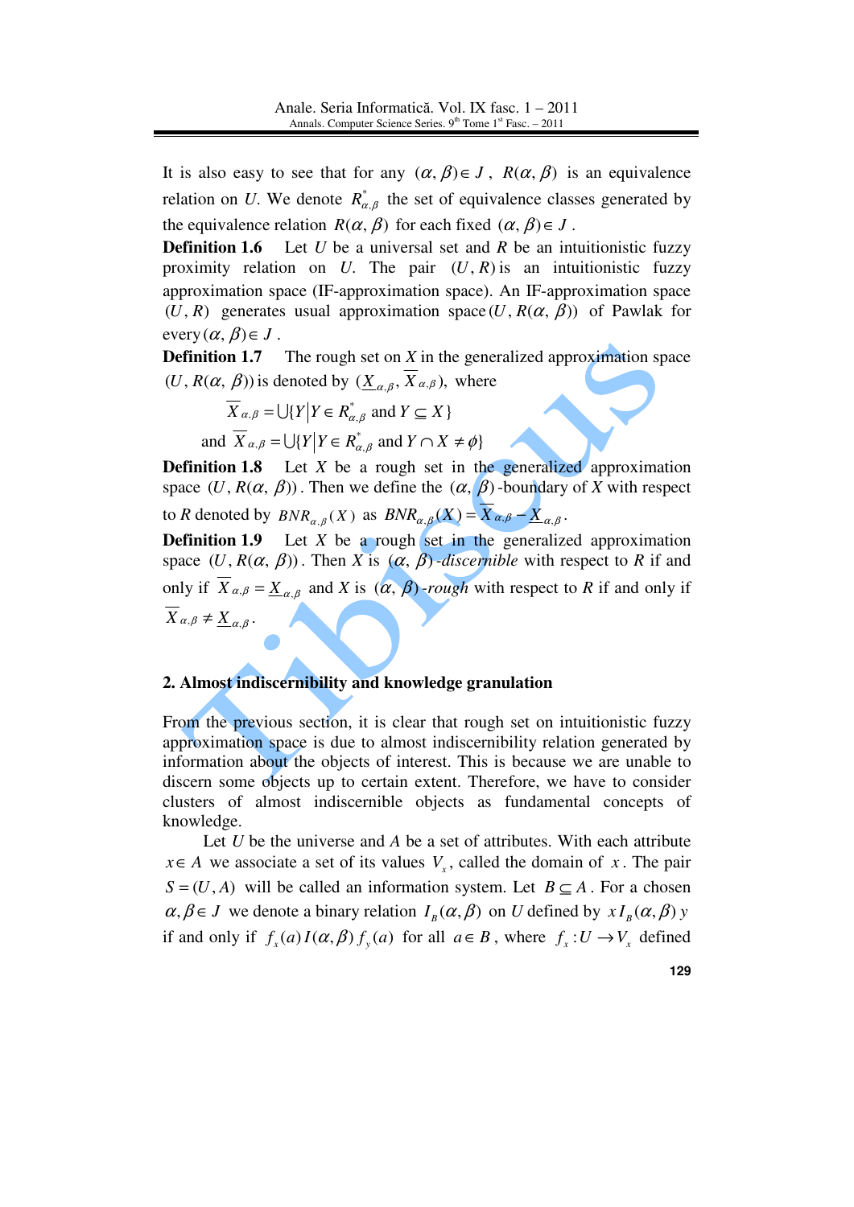It is also easy to see that for any $(\alpha, \beta) \in J$, $R(\alpha, \beta)$ is an equivalence relation on $U$. We denote $R^*_{\alpha,\beta}$ the set of equivalence classes generated by the equivalence relation $R(\alpha, \beta)$ for each fixed $(\alpha, \beta) \in J$.

**Definition 1.6** Let $U$ be a universal set and $R$ be an intuitionistic fuzzy proximity relation on $U$. The pair $(U, R)$ is an intuitionistic fuzzy approximation space (IF-approximation space). An IF-approximation space $(U, R)$ generates usual approximation space $(U, R(\alpha, \beta))$ of Pawlak for every $(\alpha, \beta) \in J$.

**Definition 1.7** The rough set on $X$ in the generalized approximation space $(U, R(\alpha, \beta))$ is denoted by $(\underline{X}_{\alpha,\beta}, \overline{X}_{\alpha,\beta})$, where

$$\overline{X}_{\alpha,\beta} = \bigcup\{Y \mid Y \in R^*_{\alpha,\beta} \text{ and } Y \subseteq X\}$$

$$\text{and } \overline{X}_{\alpha,\beta} = \bigcup\{Y \mid Y \in R^*_{\alpha,\beta} \text{ and } Y \cap X \neq \phi\}$$

**Definition 1.8** Let $X$ be a rough set in the generalized approximation space $(U, R(\alpha, \beta))$. Then we define the $(\alpha, \beta)$-boundary of $X$ with respect to $R$ denoted by $BNR_{\alpha,\beta}(X)$ as $BNR_{\alpha,\beta}(X) = \overline{X}_{\alpha,\beta} - \underline{X}_{\alpha,\beta}$.

**Definition 1.9** Let $X$ be a rough set in the generalized approximation space $(U, R(\alpha, \beta))$. Then $X$ is $(\alpha, \beta)$*-discernible* with respect to $R$ if and only if $\overline{X}_{\alpha,\beta} = \underline{X}_{\alpha,\beta}$ and $X$ is $(\alpha, \beta)$*-rough* with respect to $R$ if and only if $\overline{X}_{\alpha,\beta} \neq \underline{X}_{\alpha,\beta}$.

## 2. Almost indiscernibility and knowledge granulation

From the previous section, it is clear that rough set on intuitionistic fuzzy approximation space is due to almost indiscernibility relation generated by information about the objects of interest. This is because we are unable to discern some objects up to certain extent. Therefore, we have to consider clusters of almost indiscernible objects as fundamental concepts of knowledge.

Let $U$ be the universe and $A$ be a set of attributes. With each attribute $x \in A$ we associate a set of its values $V_x$, called the domain of $x$. The pair $S = (U, A)$ will be called an information system. Let $B \subseteq A$. For a chosen $\alpha, \beta \in J$ we denote a binary relation $I_B(\alpha, \beta)$ on $U$ defined by $x I_B(\alpha, \beta) y$ if and only if $f_x(a) I(\alpha, \beta) f_y(a)$ for all $a \in B$, where $f_x : U \to V_x$ defined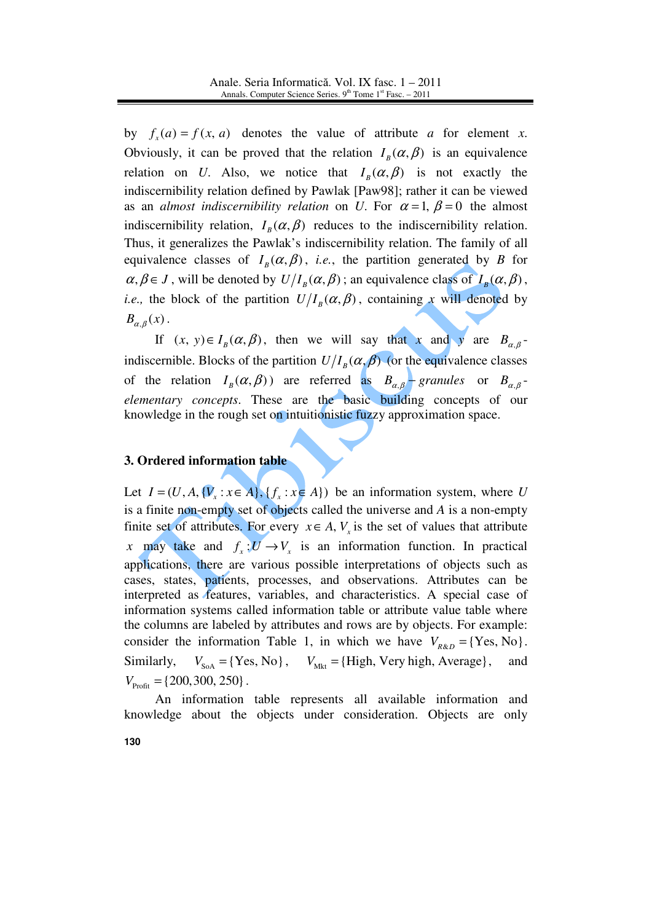by $f_x(a) = f(x, a)$ denotes the value of attribute $a$ for element $x$. Obviously, it can be proved that the relation $I_B(\alpha, \beta)$ is an equivalence relation on $U$. Also, we notice that $I_B(\alpha, \beta)$ is not exactly the indiscernibility relation defined by Pawlak [Paw98]; rather it can be viewed as an *almost indiscernibility relation* on $U$. For $\alpha = 1, \beta = 0$ the almost indiscernibility relation, $I_B(\alpha, \beta)$ reduces to the indiscernibility relation. Thus, it generalizes the Pawlak's indiscernibility relation. The family of all equivalence classes of $I_B(\alpha, \beta)$, *i.e.*, the partition generated by $B$ for $\alpha, \beta \in J$, will be denoted by $U/I_B(\alpha, \beta)$; an equivalence class of $I_B(\alpha, \beta)$, *i.e.,* the block of the partition $U/I_B(\alpha, \beta)$, containing $x$ will denoted by $B_{\alpha,\beta}(x)$.

If $(x, y) \in I_B(\alpha, \beta)$, then we will say that $x$ and $y$ are $B_{\alpha,\beta}$-indiscernible. Blocks of the partition $U/I_B(\alpha, \beta)$ (or the equivalence classes of the relation $I_B(\alpha, \beta)$) are referred as $B_{\alpha,\beta}$ – *granules* or $B_{\alpha,\beta}$-*elementary concepts*. These are the basic building concepts of our knowledge in the rough set on intuitionistic fuzzy approximation space.

## 3. Ordered information table

Let $I = (U, A, \{V_x : x \in A\}, \{f_x : x \in A\})$ be an information system, where $U$ is a finite non-empty set of objects called the universe and $A$ is a non-empty finite set of attributes. For every $x \in A$, $V_x$ is the set of values that attribute $x$ may take and $f_x : U \to V_x$ is an information function. In practical applications, there are various possible interpretations of objects such as cases, states, patients, processes, and observations. Attributes can be interpreted as features, variables, and characteristics. A special case of information systems called information table or attribute value table where the columns are labeled by attributes and rows are by objects. For example: consider the information Table 1, in which we have $V_{R\&D} = \{\text{Yes}, \text{No}\}$. Similarly, $V_{\text{SoA}} = \{\text{Yes}, \text{No}\}$, $V_{\text{Mkt}} = \{\text{High}, \text{Very high}, \text{Average}\}$, and $V_{\text{Profit}} = \{200, 300, 250\}$.

An information table represents all available information and knowledge about the objects under consideration. Objects are only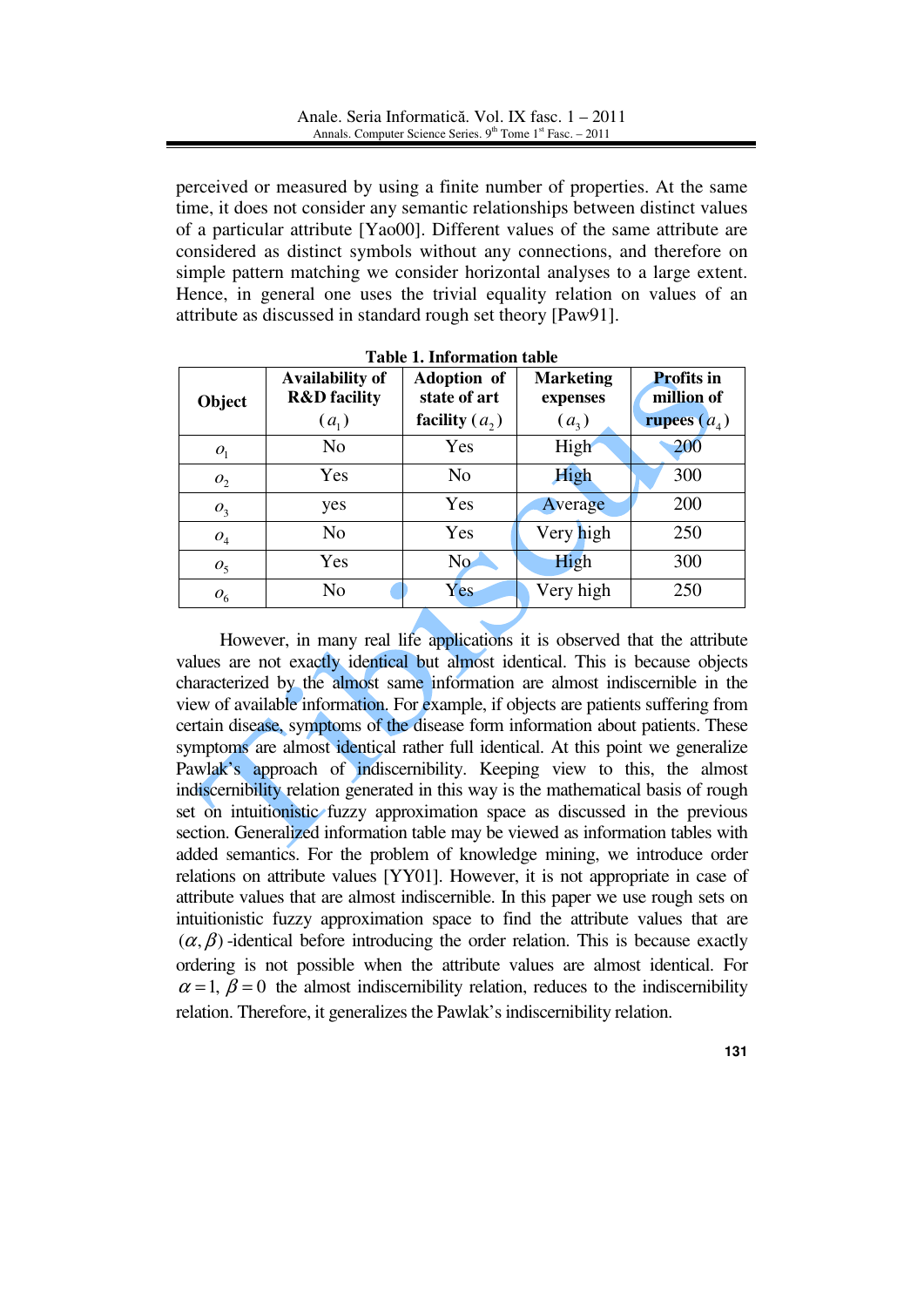perceived or measured by using a finite number of properties. At the same time, it does not consider any semantic relationships between distinct values of a particular attribute [Yao00]. Different values of the same attribute are considered as distinct symbols without any connections, and therefore on simple pattern matching we consider horizontal analyses to a large extent. Hence, in general one uses the trivial equality relation on values of an attribute as discussed in standard rough set theory [Paw91].

**Table 1. Information table**

| Object | Availability of R&D facility ($a_1$) | Adoption of state of art facility ($a_2$) | Marketing expenses ($a_3$) | Profits in million of rupees ($a_4$) |
|---|---|---|---|---|
| $o_1$ | No | Yes | High | 200 |
| $o_2$ | Yes | No | High | 300 |
| $o_3$ | yes | Yes | Average | 200 |
| $o_4$ | No | Yes | Very high | 250 |
| $o_5$ | Yes | No | High | 300 |
| $o_6$ | No | Yes | Very high | 250 |

However, in many real life applications it is observed that the attribute values are not exactly identical but almost identical. This is because objects characterized by the almost same information are almost indiscernible in the view of available information. For example, if objects are patients suffering from certain disease, symptoms of the disease form information about patients. These symptoms are almost identical rather full identical. At this point we generalize Pawlak's approach of indiscernibility. Keeping view to this, the almost indiscernibility relation generated in this way is the mathematical basis of rough set on intuitionistic fuzzy approximation space as discussed in the previous section. Generalized information table may be viewed as information tables with added semantics. For the problem of knowledge mining, we introduce order relations on attribute values [YY01]. However, it is not appropriate in case of attribute values that are almost indiscernible. In this paper we use rough sets on intuitionistic fuzzy approximation space to find the attribute values that are $(\alpha, \beta)$ -identical before introducing the order relation. This is because exactly ordering is not possible when the attribute values are almost identical. For $\alpha = 1, \ \beta = 0$ the almost indiscernibility relation, reduces to the indiscernibility relation. Therefore, it generalizes the Pawlak's indiscernibility relation.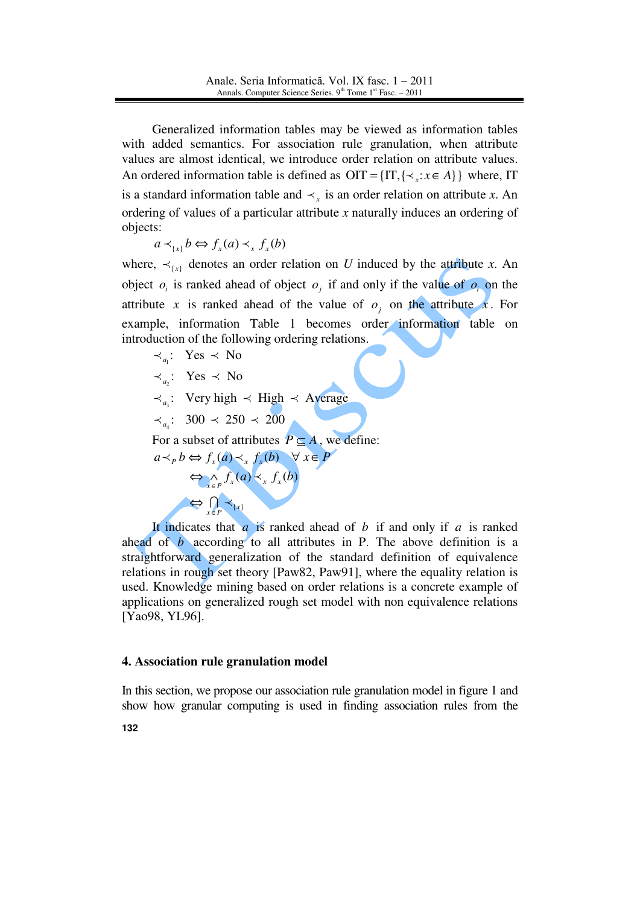Generalized information tables may be viewed as information tables with added semantics. For association rule granulation, when attribute values are almost identical, we introduce order relation on attribute values. An ordered information table is defined as $\text{OIT} = \{\text{IT}, \{\prec_x : x \in A\}\}$ where, IT is a standard information table and $\prec_x$ is an order relation on attribute *x*. An ordering of values of a particular attribute *x* naturally induces an ordering of objects:

$$a \prec_{\{x\}} b \Leftrightarrow f_x(a) \prec_x f_x(b)$$

where, $\prec_{\{x\}}$ denotes an order relation on *U* induced by the attribute *x*. An object $o_i$ is ranked ahead of object $o_j$ if and only if the value of $o_i$ on the attribute $x$ is ranked ahead of the value of $o_j$ on the attribute $x$. For example, information Table 1 becomes order information table on introduction of the following ordering relations.

$\prec_{a_1}$: Yes $\prec$ No

$\prec_{a_2}$: Yes $\prec$ No

$\prec_{a_3}$: Very high $\prec$ High $\prec$ Average

$\prec_{a_4}$: 300 $\prec$ 250 $\prec$ 200

For a subset of attributes $P \subseteq A$, we define:

$$a \prec_P b \Leftrightarrow f_x(a) \prec_x f_x(b) \quad \forall x \in P$$

$$\Leftrightarrow \bigwedge_{x \in P} f_x(a) \prec_x f_x(b)$$

$$\Leftrightarrow \bigcap_{x \in P} \prec_{\{x\}}$$

It indicates that $a$ is ranked ahead of $b$ if and only if $a$ is ranked ahead of $b$ according to all attributes in P. The above definition is a straightforward generalization of the standard definition of equivalence relations in rough set theory [Paw82, Paw91], where the equality relation is used. Knowledge mining based on order relations is a concrete example of applications on generalized rough set model with non equivalence relations [Yao98, YL96].

## 4. Association rule granulation model

In this section, we propose our association rule granulation model in figure 1 and show how granular computing is used in finding association rules from the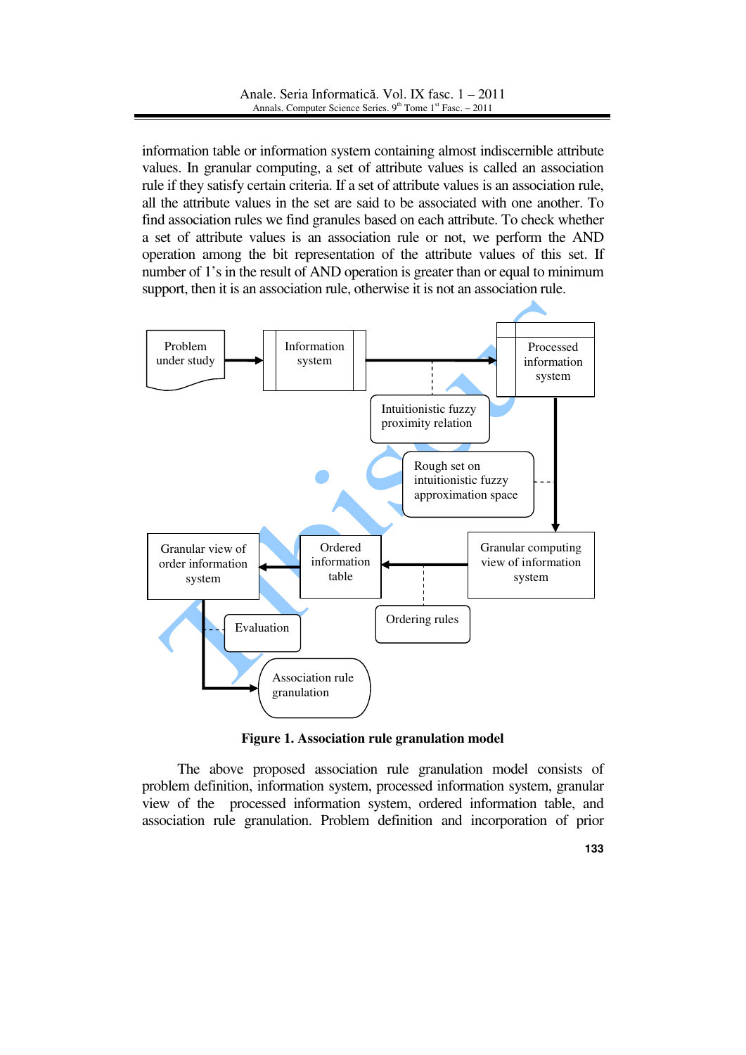information table or information system containing almost indiscernible attribute values. In granular computing, a set of attribute values is called an association rule if they satisfy certain criteria. If a set of attribute values is an association rule, all the attribute values in the set are said to be associated with one another. To find association rules we find granules based on each attribute. To check whether a set of attribute values is an association rule or not, we perform the AND operation among the bit representation of the attribute values of this set. If number of 1's in the result of AND operation is greater than or equal to minimum support, then it is an association rule, otherwise it is not an association rule.

Problem under study → Information system → Processed information system

Intuitionistic fuzzy proximity relation

Rough set on intuitionistic fuzzy approximation space

Granular computing view of information system → Ordered information table → Granular view of order information system

Ordering rules

Evaluation

Association rule granulation

**Figure 1. Association rule granulation model**

The above proposed association rule granulation model consists of problem definition, information system, processed information system, granular view of the processed information system, ordered information table, and association rule granulation. Problem definition and incorporation of prior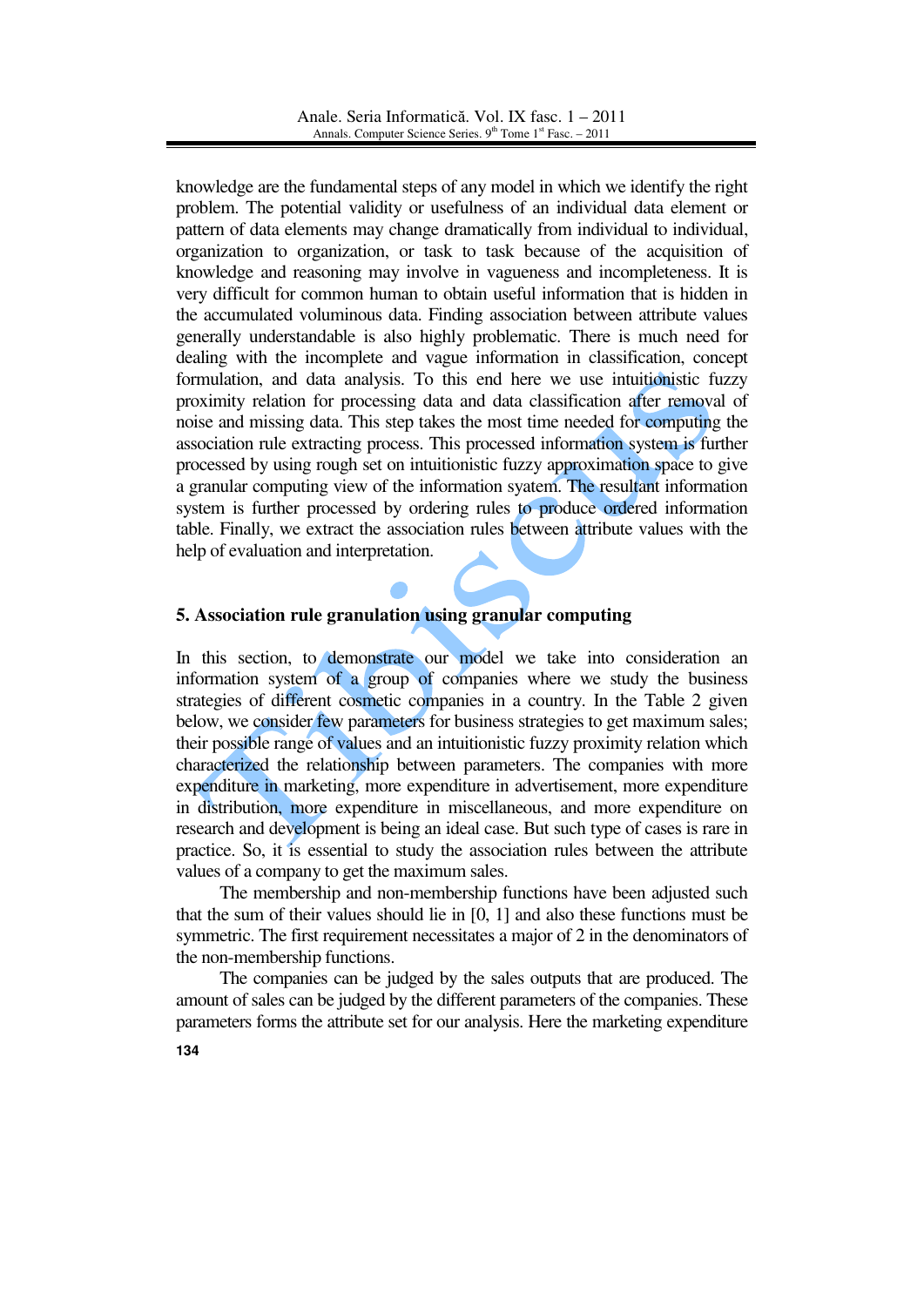knowledge are the fundamental steps of any model in which we identify the right problem. The potential validity or usefulness of an individual data element or pattern of data elements may change dramatically from individual to individual, organization to organization, or task to task because of the acquisition of knowledge and reasoning may involve in vagueness and incompleteness. It is very difficult for common human to obtain useful information that is hidden in the accumulated voluminous data. Finding association between attribute values generally understandable is also highly problematic. There is much need for dealing with the incomplete and vague information in classification, concept formulation, and data analysis. To this end here we use intuitionistic fuzzy proximity relation for processing data and data classification after removal of noise and missing data. This step takes the most time needed for computing the association rule extracting process. This processed information system is further processed by using rough set on intuitionistic fuzzy approximation space to give a granular computing view of the information syatem. The resultant information system is further processed by ordering rules to produce ordered information table. Finally, we extract the association rules between attribute values with the help of evaluation and interpretation.

## 5. Association rule granulation using granular computing

In this section, to demonstrate our model we take into consideration an information system of a group of companies where we study the business strategies of different cosmetic companies in a country. In the Table 2 given below, we consider few parameters for business strategies to get maximum sales; their possible range of values and an intuitionistic fuzzy proximity relation which characterized the relationship between parameters. The companies with more expenditure in marketing, more expenditure in advertisement, more expenditure in distribution, more expenditure in miscellaneous, and more expenditure on research and development is being an ideal case. But such type of cases is rare in practice. So, it is essential to study the association rules between the attribute values of a company to get the maximum sales.

The membership and non-membership functions have been adjusted such that the sum of their values should lie in [0, 1] and also these functions must be symmetric. The first requirement necessitates a major of 2 in the denominators of the non-membership functions.

The companies can be judged by the sales outputs that are produced. The amount of sales can be judged by the different parameters of the companies. These parameters forms the attribute set for our analysis. Here the marketing expenditure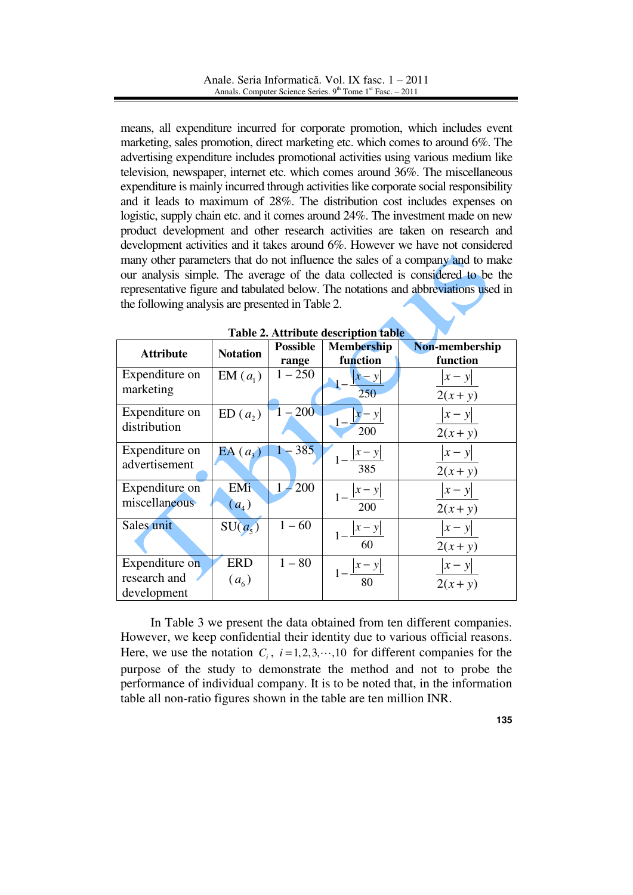means, all expenditure incurred for corporate promotion, which includes event marketing, sales promotion, direct marketing etc. which comes to around 6%. The advertising expenditure includes promotional activities using various medium like television, newspaper, internet etc. which comes around 36%. The miscellaneous expenditure is mainly incurred through activities like corporate social responsibility and it leads to maximum of 28%. The distribution cost includes expenses on logistic, supply chain etc. and it comes around 24%. The investment made on new product development and other research activities are taken on research and development activities and it takes around 6%. However we have not considered many other parameters that do not influence the sales of a company and to make our analysis simple. The average of the data collected is considered to be the representative figure and tabulated below. The notations and abbreviations used in the following analysis are presented in Table 2.

**Table 2. Attribute description table**

| Attribute | Notation | Possible range | Membership function | Non-membership function |
|---|---|---|---|---|
| Expenditure on marketing | EM ($a_1$) | 1 – 250 | $1-\frac{\lvert x-y\rvert}{250}$ | $\frac{\lvert x-y\rvert}{2(x+y)}$ |
| Expenditure on distribution | ED ($a_2$) | 1 – 200 | $1-\frac{\lvert x-y\rvert}{200}$ | $\frac{\lvert x-y\rvert}{2(x+y)}$ |
| Expenditure on advertisement | EA ($a_3$) | 1 – 385 | $1-\frac{\lvert x-y\rvert}{385}$ | $\frac{\lvert x-y\rvert}{2(x+y)}$ |
| Expenditure on miscellaneous | EMi ($a_4$) | 1 – 200 | $1-\frac{\lvert x-y\rvert}{200}$ | $\frac{\lvert x-y\rvert}{2(x+y)}$ |
| Sales unit | SU($a_5$) | 1 – 60 | $1-\frac{\lvert x-y\rvert}{60}$ | $\frac{\lvert x-y\rvert}{2(x+y)}$ |
| Expenditure on research and development | ERD ($a_6$) | 1 – 80 | $1-\frac{\lvert x-y\rvert}{80}$ | $\frac{\lvert x-y\rvert}{2(x+y)}$ |

In Table 3 we present the data obtained from ten different companies. However, we keep confidential their identity due to various official reasons. Here, we use the notation $C_i$, $i = 1,2,3,\cdots,10$ for different companies for the purpose of the study to demonstrate the method and not to probe the performance of individual company. It is to be noted that, in the information table all non-ratio figures shown in the table are ten million INR.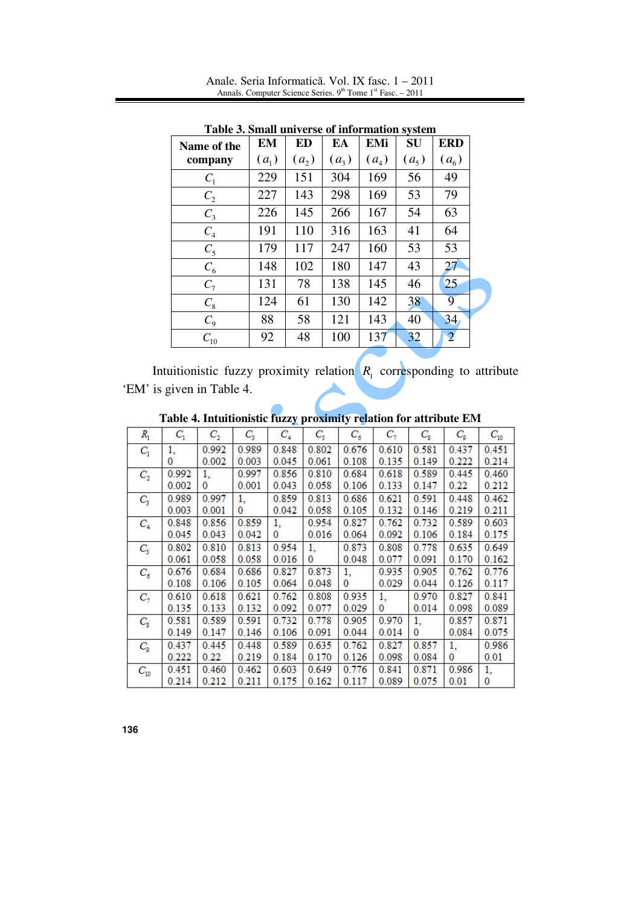**Table 3. Small universe of information system**

| Name of the company | EM ($a_1$) | ED ($a_2$) | EA ($a_3$) | EMi ($a_4$) | SU ($a_5$) | ERD ($a_6$) |
|---|---|---|---|---|---|---|
| $C_1$ | 229 | 151 | 304 | 169 | 56 | 49 |
| $C_2$ | 227 | 143 | 298 | 169 | 53 | 79 |
| $C_3$ | 226 | 145 | 266 | 167 | 54 | 63 |
| $C_4$ | 191 | 110 | 316 | 163 | 41 | 64 |
| $C_5$ | 179 | 117 | 247 | 160 | 53 | 53 |
| $C_6$ | 148 | 102 | 180 | 147 | 43 | 27 |
| $C_7$ | 131 | 78 | 138 | 145 | 46 | 25 |
| $C_8$ | 124 | 61 | 130 | 142 | 38 | 9 |
| $C_9$ | 88 | 58 | 121 | 143 | 40 | 34 |
| $C_{10}$ | 92 | 48 | 100 | 137 | 32 | 2 |

Intuitionistic fuzzy proximity relation $R_1$ corresponding to attribute 'EM' is given in Table 4.

**Table 4. Intuitionistic fuzzy proximity relation for attribute EM**

| $R_1$ | $C_1$ | $C_2$ | $C_3$ | $C_4$ | $C_5$ | $C_6$ | $C_7$ | $C_8$ | $C_9$ | $C_{10}$ |
|---|---|---|---|---|---|---|---|---|---|---|
| $C_1$ | 1, 0 | 0.992 0.002 | 0.989 0.003 | 0.848 0.045 | 0.802 0.061 | 0.676 0.108 | 0.610 0.135 | 0.581 0.149 | 0.437 0.222 | 0.451 0.214 |
| $C_2$ | 0.992 0.002 | 1, 0 | 0.997 0.001 | 0.856 0.043 | 0.810 0.058 | 0.684 0.106 | 0.618 0.133 | 0.589 0.147 | 0.445 0.22 | 0.460 0.212 |
| $C_3$ | 0.989 0.003 | 0.997 0.001 | 1, 0 | 0.859 0.042 | 0.813 0.058 | 0.686 0.105 | 0.621 0.132 | 0.591 0.146 | 0.448 0.219 | 0.462 0.211 |
| $C_4$ | 0.848 0.045 | 0.856 0.043 | 0.859 0.042 | 1, 0 | 0.954 0.016 | 0.827 0.064 | 0.762 0.092 | 0.732 0.106 | 0.589 0.184 | 0.603 0.175 |
| $C_5$ | 0.802 0.061 | 0.810 0.058 | 0.813 0.058 | 0.954 0.016 | 1, 0 | 0.873 0.048 | 0.808 0.077 | 0.778 0.091 | 0.635 0.170 | 0.649 0.162 |
| $C_6$ | 0.676 0.108 | 0.684 0.106 | 0.686 0.105 | 0.827 0.064 | 0.873 0.048 | 1, 0 | 0.935 0.029 | 0.905 0.044 | 0.762 0.126 | 0.776 0.117 |
| $C_7$ | 0.610 0.135 | 0.618 0.133 | 0.621 0.132 | 0.762 0.092 | 0.808 0.077 | 0.935 0.029 | 1, 0 | 0.970 0.014 | 0.827 0.098 | 0.841 0.089 |
| $C_8$ | 0.581 0.149 | 0.589 0.147 | 0.591 0.146 | 0.732 0.106 | 0.778 0.091 | 0.905 0.044 | 0.970 0.014 | 1, 0 | 0.857 0.084 | 0.871 0.075 |
| $C_9$ | 0.437 0.222 | 0.445 0.22 | 0.448 0.219 | 0.589 0.184 | 0.635 0.170 | 0.762 0.126 | 0.827 0.098 | 0.857 0.084 | 1, 0 | 0.986 0.01 |
| $C_{10}$ | 0.451 0.214 | 0.460 0.212 | 0.462 0.211 | 0.603 0.175 | 0.649 0.162 | 0.776 0.117 | 0.841 0.089 | 0.871 0.075 | 0.986 0.01 | 1, 0 |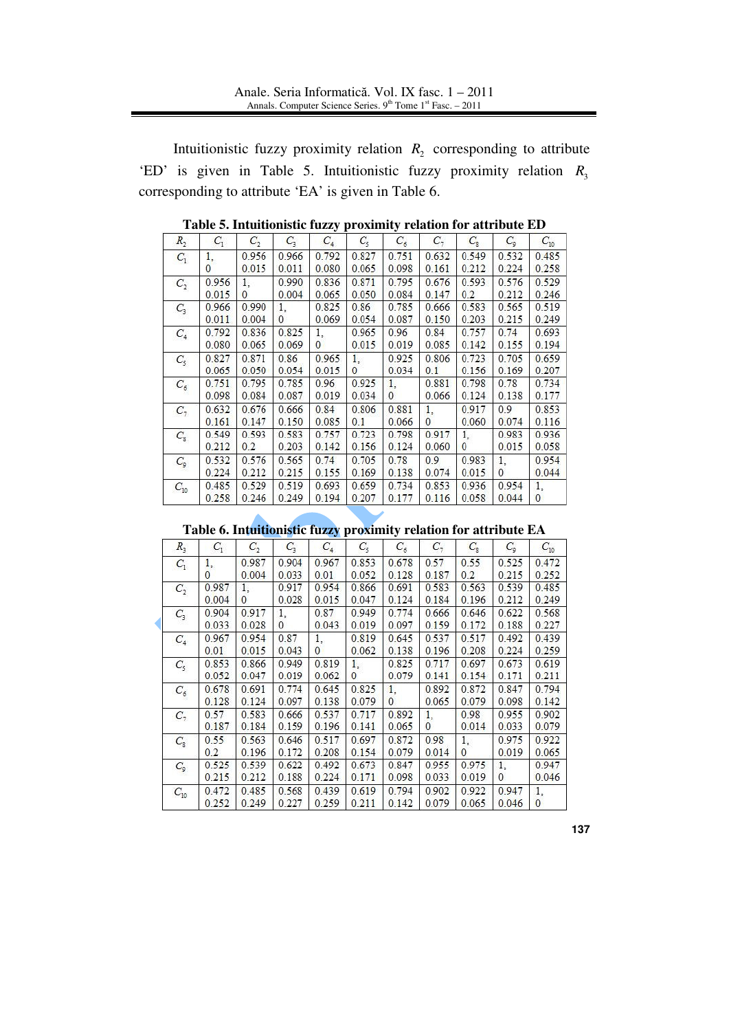Intuitionistic fuzzy proximity relation $R_2$ corresponding to attribute 'ED' is given in Table 5. Intuitionistic fuzzy proximity relation $R_3$ corresponding to attribute 'EA' is given in Table 6.

**Table 5. Intuitionistic fuzzy proximity relation for attribute ED**

| $R_2$ | $C_1$ | $C_2$ | $C_3$ | $C_4$ | $C_5$ | $C_6$ | $C_7$ | $C_8$ | $C_9$ | $C_{10}$ |
|---|---|---|---|---|---|---|---|---|---|---|
| $C_1$ | 1, 0 | 0.956 0.015 | 0.966 0.011 | 0.792 0.080 | 0.827 0.065 | 0.751 0.098 | 0.632 0.161 | 0.549 0.212 | 0.532 0.224 | 0.485 0.258 |
| $C_2$ | 0.956 0.015 | 1, 0 | 0.990 0.004 | 0.836 0.065 | 0.871 0.050 | 0.795 0.084 | 0.676 0.147 | 0.593 0.2 | 0.576 0.212 | 0.529 0.246 |
| $C_3$ | 0.966 0.011 | 0.990 0.004 | 1, 0 | 0.825 0.069 | 0.86 0.054 | 0.785 0.087 | 0.666 0.150 | 0.583 0.203 | 0.565 0.215 | 0.519 0.249 |
| $C_4$ | 0.792 0.080 | 0.836 0.065 | 0.825 0.069 | 1, 0 | 0.965 0.015 | 0.96 0.019 | 0.84 0.085 | 0.757 0.142 | 0.74 0.155 | 0.693 0.194 |
| $C_5$ | 0.827 0.065 | 0.871 0.050 | 0.86 0.054 | 0.965 0.015 | 1, 0 | 0.925 0.034 | 0.806 0.1 | 0.723 0.156 | 0.705 0.169 | 0.659 0.207 |
| $C_6$ | 0.751 0.098 | 0.795 0.084 | 0.785 0.087 | 0.96 0.019 | 0.925 0.034 | 1, 0 | 0.881 0.066 | 0.798 0.124 | 0.78 0.138 | 0.734 0.177 |
| $C_7$ | 0.632 0.161 | 0.676 0.147 | 0.666 0.150 | 0.84 0.085 | 0.806 0.1 | 0.881 0.066 | 1, 0 | 0.917 0.060 | 0.9 0.074 | 0.853 0.116 |
| $C_8$ | 0.549 0.212 | 0.593 0.2 | 0.583 0.203 | 0.757 0.142 | 0.723 0.156 | 0.798 0.124 | 0.917 0.060 | 1, 0 | 0.983 0.015 | 0.936 0.058 |
| $C_9$ | 0.532 0.224 | 0.576 0.212 | 0.565 0.215 | 0.74 0.155 | 0.705 0.169 | 0.78 0.138 | 0.9 0.074 | 0.983 0.015 | 1, 0 | 0.954 0.044 |
| $C_{10}$ | 0.485 0.258 | 0.529 0.246 | 0.519 0.249 | 0.693 0.194 | 0.659 0.207 | 0.734 0.177 | 0.853 0.116 | 0.936 0.058 | 0.954 0.044 | 1, 0 |

**Table 6. Intuitionistic fuzzy proximity relation for attribute EA**

| $R_3$ | $C_1$ | $C_2$ | $C_3$ | $C_4$ | $C_5$ | $C_6$ | $C_7$ | $C_8$ | $C_9$ | $C_{10}$ |
|---|---|---|---|---|---|---|---|---|---|---|
| $C_1$ | 1, 0 | 0.987 0.004 | 0.904 0.033 | 0.967 0.01 | 0.853 0.052 | 0.678 0.128 | 0.57 0.187 | 0.55 0.2 | 0.525 0.215 | 0.472 0.252 |
| $C_2$ | 0.987 0.004 | 1, 0 | 0.917 0.028 | 0.954 0.015 | 0.866 0.047 | 0.691 0.124 | 0.583 0.184 | 0.563 0.196 | 0.539 0.212 | 0.485 0.249 |
| $C_3$ | 0.904 0.033 | 0.917 0.028 | 1, 0 | 0.87 0.043 | 0.949 0.019 | 0.774 0.097 | 0.666 0.159 | 0.646 0.172 | 0.622 0.188 | 0.568 0.227 |
| $C_4$ | 0.967 0.01 | 0.954 0.015 | 0.87 0.043 | 1, 0 | 0.819 0.062 | 0.645 0.138 | 0.537 0.196 | 0.517 0.208 | 0.492 0.224 | 0.439 0.259 |
| $C_5$ | 0.853 0.052 | 0.866 0.047 | 0.949 0.019 | 0.819 0.062 | 1, 0 | 0.825 0.079 | 0.717 0.141 | 0.697 0.154 | 0.673 0.171 | 0.619 0.211 |
| $C_6$ | 0.678 0.128 | 0.691 0.124 | 0.774 0.097 | 0.645 0.138 | 0.825 0.079 | 1, 0 | 0.892 0.065 | 0.872 0.079 | 0.847 0.098 | 0.794 0.142 |
| $C_7$ | 0.57 0.187 | 0.583 0.184 | 0.666 0.159 | 0.537 0.196 | 0.717 0.141 | 0.892 0.065 | 1, 0 | 0.98 0.014 | 0.955 0.033 | 0.902 0.079 |
| $C_8$ | 0.55 0.2 | 0.563 0.196 | 0.646 0.172 | 0.517 0.208 | 0.697 0.154 | 0.872 0.079 | 0.98 0.014 | 1, 0 | 0.975 0.019 | 0.922 0.065 |
| $C_9$ | 0.525 0.215 | 0.539 0.212 | 0.622 0.188 | 0.492 0.224 | 0.673 0.171 | 0.847 0.098 | 0.955 0.033 | 0.975 0.019 | 1, 0 | 0.947 0.046 |
| $C_{10}$ | 0.472 0.252 | 0.485 0.249 | 0.568 0.227 | 0.439 0.259 | 0.619 0.211 | 0.794 0.142 | 0.902 0.079 | 0.922 0.065 | 0.947 0.046 | 1, 0 |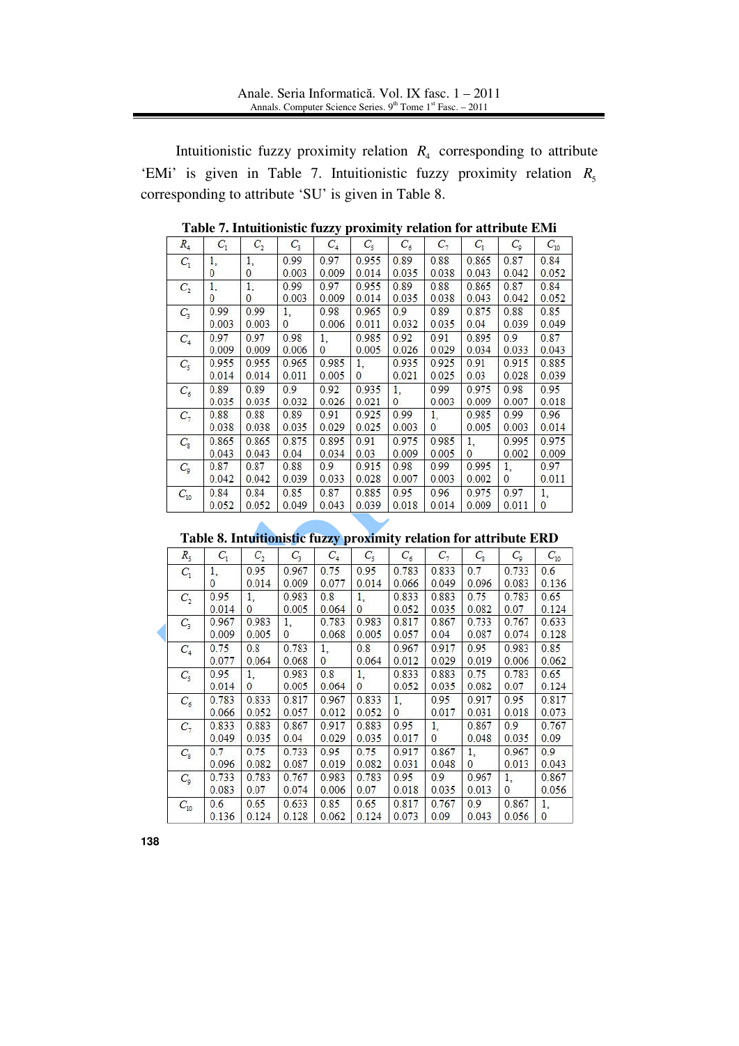Intuitionistic fuzzy proximity relation $R_4$ corresponding to attribute 'EMi' is given in Table 7. Intuitionistic fuzzy proximity relation $R_5$ corresponding to attribute 'SU' is given in Table 8.

**Table 7. Intuitionistic fuzzy proximity relation for attribute EMi**

| $R_4$ | $C_1$ | $C_2$ | $C_3$ | $C_4$ | $C_5$ | $C_6$ | $C_7$ | $C_8$ | $C_9$ | $C_{10}$ |
|---|---|---|---|---|---|---|---|---|---|---|
| $C_1$ | 1, 0 | 1, 0 | 0.99 0.003 | 0.97 0.009 | 0.955 0.014 | 0.89 0.035 | 0.88 0.038 | 0.865 0.043 | 0.87 0.042 | 0.84 0.052 |
| $C_2$ | 1, 0 | 1, 0 | 0.99 0.003 | 0.97 0.009 | 0.955 0.014 | 0.89 0.035 | 0.88 0.038 | 0.865 0.043 | 0.87 0.042 | 0.84 0.052 |
| $C_3$ | 0.99 0.003 | 0.99 0.003 | 1, 0 | 0.98 0.006 | 0.965 0.011 | 0.9 0.032 | 0.89 0.035 | 0.875 0.04 | 0.88 0.039 | 0.85 0.049 |
| $C_4$ | 0.97 0.009 | 0.97 0.009 | 0.98 0.006 | 1, 0 | 0.985 0.005 | 0.92 0.026 | 0.91 0.029 | 0.895 0.034 | 0.9 0.033 | 0.87 0.043 |
| $C_5$ | 0.955 0.014 | 0.955 0.014 | 0.965 0.011 | 0.985 0.005 | 1, 0 | 0.935 0.021 | 0.925 0.025 | 0.91 0.03 | 0.915 0.028 | 0.885 0.039 |
| $C_6$ | 0.89 0.035 | 0.89 0.035 | 0.9 0.032 | 0.92 0.026 | 0.935 0.021 | 1, 0 | 0.99 0.003 | 0.975 0.009 | 0.98 0.007 | 0.95 0.018 |
| $C_7$ | 0.88 0.038 | 0.88 0.038 | 0.89 0.035 | 0.91 0.029 | 0.925 0.025 | 0.99 0.003 | 1, 0 | 0.985 0.005 | 0.99 0.003 | 0.96 0.014 |
| $C_8$ | 0.865 0.043 | 0.865 0.043 | 0.875 0.04 | 0.895 0.034 | 0.91 0.03 | 0.975 0.009 | 0.985 0.005 | 1, 0 | 0.995 0.002 | 0.975 0.009 |
| $C_9$ | 0.87 0.042 | 0.87 0.042 | 0.88 0.039 | 0.9 0.033 | 0.915 0.028 | 0.98 0.007 | 0.99 0.003 | 0.995 0.002 | 1, 0 | 0.97 0.011 |
| $C_{10}$ | 0.84 0.052 | 0.84 0.052 | 0.85 0.049 | 0.87 0.043 | 0.885 0.039 | 0.95 0.018 | 0.96 0.014 | 0.975 0.009 | 0.97 0.011 | 1, 0 |

**Table 8. Intuitionistic fuzzy proximity relation for attribute ERD**

| $R_5$ | $C_1$ | $C_2$ | $C_3$ | $C_4$ | $C_5$ | $C_6$ | $C_7$ | $C_8$ | $C_9$ | $C_{10}$ |
|---|---|---|---|---|---|---|---|---|---|---|
| $C_1$ | 1, 0 | 0.95 0.014 | 0.967 0.009 | 0.75 0.077 | 0.95 0.014 | 0.783 0.066 | 0.833 0.049 | 0.7 0.096 | 0.733 0.083 | 0.6 0.136 |
| $C_2$ | 0.95 0.014 | 1, 0 | 0.983 0.005 | 0.8 0.064 | 1, 0 | 0.833 0.052 | 0.883 0.035 | 0.75 0.082 | 0.783 0.07 | 0.65 0.124 |
| $C_3$ | 0.967 0.009 | 0.983 0.005 | 1, 0 | 0.783 0.068 | 0.983 0.005 | 0.817 0.057 | 0.867 0.04 | 0.733 0.087 | 0.767 0.074 | 0.633 0.128 |
| $C_4$ | 0.75 0.077 | 0.8 0.064 | 0.783 0.068 | 1, 0 | 0.8 0.064 | 0.967 0.012 | 0.917 0.029 | 0.95 0.019 | 0.983 0.006 | 0.85 0.062 |
| $C_5$ | 0.95 0.014 | 1, 0 | 0.983 0.005 | 0.8 0.064 | 1, 0 | 0.833 0.052 | 0.883 0.035 | 0.75 0.082 | 0.783 0.07 | 0.65 0.124 |
| $C_6$ | 0.783 0.066 | 0.833 0.052 | 0.817 0.057 | 0.967 0.012 | 0.833 0.052 | 1, 0 | 0.95 0.017 | 0.917 0.031 | 0.95 0.018 | 0.817 0.073 |
| $C_7$ | 0.833 0.049 | 0.883 0.035 | 0.867 0.04 | 0.917 0.029 | 0.883 0.035 | 0.95 0.017 | 1, 0 | 0.867 0.048 | 0.9 0.035 | 0.767 0.09 |
| $C_8$ | 0.7 0.096 | 0.75 0.082 | 0.733 0.087 | 0.95 0.019 | 0.75 0.082 | 0.917 0.031 | 0.867 0.048 | 1, 0 | 0.967 0.013 | 0.9 0.043 |
| $C_9$ | 0.733 0.083 | 0.783 0.07 | 0.767 0.074 | 0.983 0.006 | 0.783 0.07 | 0.95 0.018 | 0.9 0.035 | 0.967 0.013 | 1, 0 | 0.867 0.056 |
| $C_{10}$ | 0.6 0.136 | 0.65 0.124 | 0.633 0.128 | 0.85 0.062 | 0.65 0.124 | 0.817 0.073 | 0.767 0.09 | 0.9 0.043 | 0.867 0.056 | 1, 0 |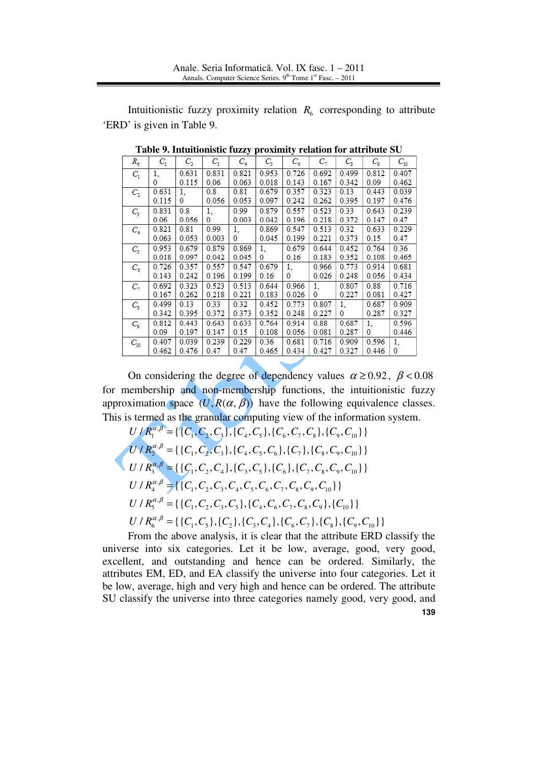Intuitionistic fuzzy proximity relation $R_6$ corresponding to attribute 'ERD' is given in Table 9.

**Table 9. Intuitionistic fuzzy proximity relation for attribute SU**

| $R_6$ | $C_1$ | $C_2$ | $C_3$ | $C_4$ | $C_5$ | $C_6$ | $C_7$ | $C_8$ | $C_9$ | $C_{10}$ |
|---|---|---|---|---|---|---|---|---|---|---|
| $C_1$ | 1, 0 | 0.631 0.115 | 0.831 0.06 | 0.821 0.063 | 0.953 0.018 | 0.726 0.143 | 0.692 0.167 | 0.499 0.342 | 0.812 0.09 | 0.407 0.462 |
| $C_2$ | 0.631 0.115 | 1, 0 | 0.8 0.056 | 0.81 0.053 | 0.679 0.097 | 0.357 0.242 | 0.323 0.262 | 0.13 0.395 | 0.443 0.197 | 0.039 0.476 |
| $C_3$ | 0.831 0.06 | 0.8 0.056 | 1, 0 | 0.99 0.003 | 0.879 0.042 | 0.557 0.196 | 0.523 0.218 | 0.33 0.372 | 0.643 0.147 | 0.239 0.47 |
| $C_4$ | 0.821 0.063 | 0.81 0.053 | 0.99 0.003 | 1, 0 | 0.869 0.045 | 0.547 0.199 | 0.513 0.221 | 0.32 0.373 | 0.633 0.15 | 0.229 0.47 |
| $C_5$ | 0.953 0.018 | 0.679 0.097 | 0.879 0.042 | 0.869 0.045 | 1, 0 | 0.679 0.16 | 0.644 0.183 | 0.452 0.352 | 0.764 0.108 | 0.36 0.465 |
| $C_6$ | 0.726 0.143 | 0.357 0.242 | 0.557 0.196 | 0.547 0.199 | 0.679 0.16 | 1, 0 | 0.966 0.026 | 0.773 0.248 | 0.914 0.056 | 0.681 0.434 |
| $C_7$ | 0.692 0.167 | 0.323 0.262 | 0.523 0.218 | 0.513 0.221 | 0.644 0.183 | 0.966 0.026 | 1, 0 | 0.807 0.227 | 0.88 0.081 | 0.716 0.427 |
| $C_8$ | 0.499 0.342 | 0.13 0.395 | 0.33 0.372 | 0.32 0.373 | 0.452 0.352 | 0.773 0.248 | 0.807 0.227 | 1, 0 | 0.687 0.287 | 0.909 0.327 |
| $C_9$ | 0.812 0.09 | 0.443 0.197 | 0.643 0.147 | 0.633 0.15 | 0.764 0.108 | 0.914 0.056 | 0.88 0.081 | 0.687 0.287 | 1, 0 | 0.596 0.446 |
| $C_{10}$ | 0.407 0.462 | 0.039 0.476 | 0.239 0.47 | 0.229 0.47 | 0.36 0.465 | 0.681 0.434 | 0.716 0.427 | 0.909 0.327 | 0.596 0.446 | 1, 0 |

On considering the degree of dependency values $\alpha \geq 0.92$, $\beta < 0.08$ for membership and non-membership functions, the intuitionistic fuzzy approximation space $(U, R(\alpha, \beta))$ have the following equivalence classes. This is termed as the granular computing view of the information system.

$$U / R_1^{\alpha,\beta} = \{\{C_1, C_2, C_3\}, \{C_4, C_5\}, \{C_6, C_7, C_8\}, \{C_9, C_{10}\}\}$$

$$U / R_2^{\alpha,\beta} = \{\{C_1, C_2, C_3\}, \{C_4, C_5, C_6\}, \{C_7\}, \{C_8, C_9, C_{10}\}\}$$

$$U / R_3^{\alpha,\beta} = \{\{C_1, C_2, C_4\}, \{C_3, C_5\}, \{C_6\}, \{C_7, C_8, C_9, C_{10}\}\}$$

$$U / R_4^{\alpha,\beta} = \{\{C_1, C_2, C_3, C_4, C_5, C_6, C_7, C_8, C_9, C_{10}\}\}$$

$$U / R_5^{\alpha,\beta} = \{\{C_1, C_2, C_3, C_5\}, \{C_4, C_6, C_7, C_8, C_9\}, \{C_{10}\}\}$$

$$U / R_6^{\alpha,\beta} = \{\{C_1, C_5\}, \{C_2\}, \{C_3, C_4\}, \{C_6, C_7\}, \{C_8\}, \{C_9, C_{10}\}\}$$

From the above analysis, it is clear that the attribute ERD classify the universe into six categories. Let it be low, average, good, very good, excellent, and outstanding and hence can be ordered. Similarly, the attributes EM, ED, and EA classify the universe into four categories. Let it be low, average, high and very high and hence can be ordered. The attribute SU classify the universe into three categories namely good, very good, and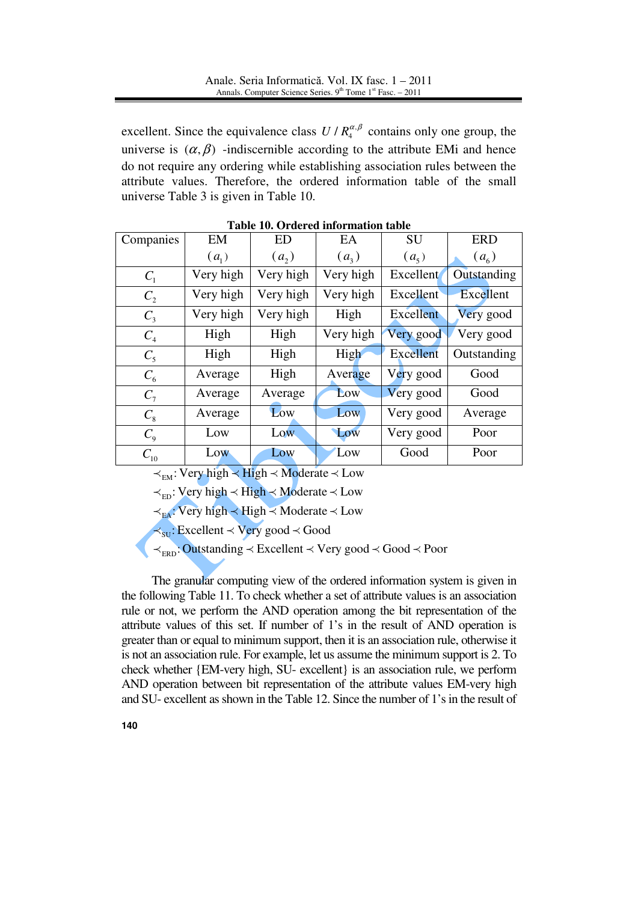excellent. Since the equivalence class $U / R_4^{\alpha,\beta}$ contains only one group, the universe is $(\alpha, \beta)$ -indiscernible according to the attribute EMi and hence do not require any ordering while establishing association rules between the attribute values. Therefore, the ordered information table of the small universe Table 3 is given in Table 10.

**Table 10. Ordered information table**

| Companies | EM ($a_1$) | ED ($a_2$) | EA ($a_3$) | SU ($a_5$) | ERD ($a_6$) |
|---|---|---|---|---|---|
| $C_1$ | Very high | Very high | Very high | Excellent | Outstanding |
| $C_2$ | Very high | Very high | Very high | Excellent | Excellent |
| $C_3$ | Very high | Very high | High | Excellent | Very good |
| $C_4$ | High | High | Very high | Very good | Very good |
| $C_5$ | High | High | High | Excellent | Outstanding |
| $C_6$ | Average | High | Average | Very good | Good |
| $C_7$ | Average | Average | Low | Very good | Good |
| $C_8$ | Average | Low | Low | Very good | Average |
| $C_9$ | Low | Low | Low | Very good | Poor |
| $C_{10}$ | Low | Low | Low | Good | Poor |

$\prec_{\text{EM}}$: Very high $\prec$ High $\prec$ Moderate $\prec$ Low

$\prec_{\text{ED}}$: Very high $\prec$ High $\prec$ Moderate $\prec$ Low

$\prec_{\text{EA}}$: Very high $\prec$ High $\prec$ Moderate $\prec$ Low

$\prec_{\text{SU}}$: Excellent $\prec$ Very good $\prec$ Good

$\prec_{\text{ERD}}$: Outstanding $\prec$ Excellent $\prec$ Very good $\prec$ Good $\prec$ Poor

The granular computing view of the ordered information system is given in the following Table 11. To check whether a set of attribute values is an association rule or not, we perform the AND operation among the bit representation of the attribute values of this set. If number of 1's in the result of AND operation is greater than or equal to minimum support, then it is an association rule, otherwise it is not an association rule. For example, let us assume the minimum support is 2. To check whether {EM-very high, SU- excellent} is an association rule, we perform AND operation between bit representation of the attribute values EM-very high and SU- excellent as shown in the Table 12. Since the number of 1's in the result of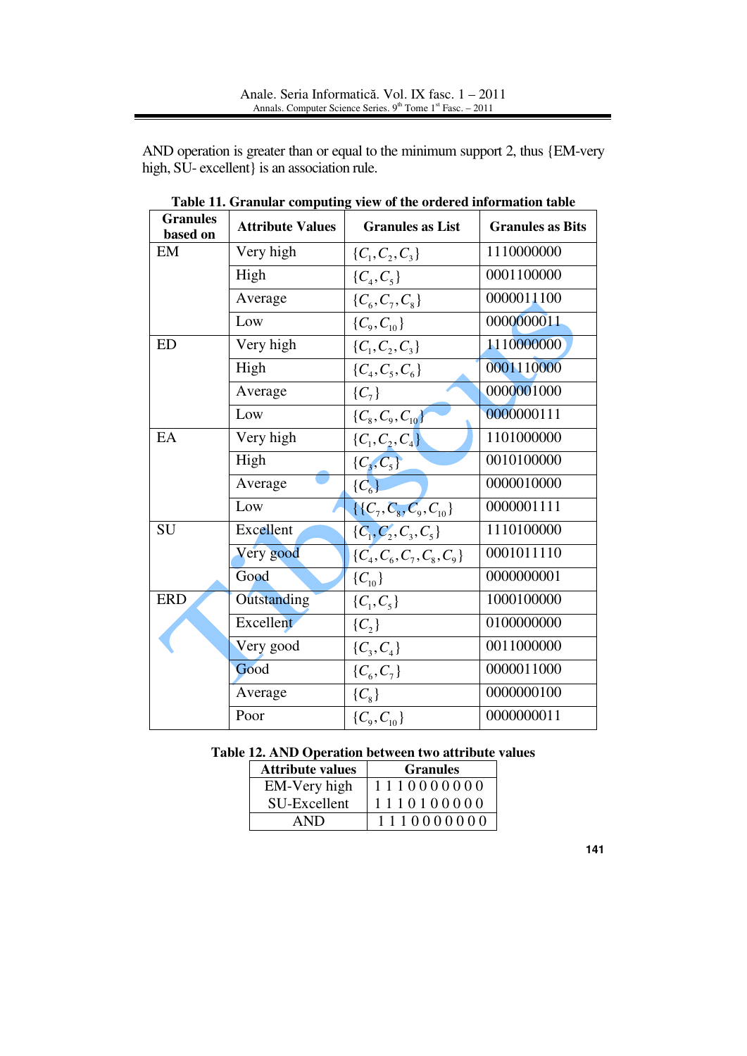AND operation is greater than or equal to the minimum support 2, thus {EM-very high, SU- excellent} is an association rule.

**Table 11. Granular computing view of the ordered information table**

| Granules based on | Attribute Values | Granules as List | Granules as Bits |
|---|---|---|---|
| EM | Very high | $\{C_1, C_2, C_3\}$ | 1110000000 |
| | High | $\{C_4, C_5\}$ | 0001100000 |
| | Average | $\{C_6, C_7, C_8\}$ | 0000011100 |
| | Low | $\{C_9, C_{10}\}$ | 0000000011 |
| ED | Very high | $\{C_1, C_2, C_3\}$ | 1110000000 |
| | High | $\{C_4, C_5, C_6\}$ | 0001110000 |
| | Average | $\{C_7\}$ | 0000001000 |
| | Low | $\{C_8, C_9, C_{10}\}$ | 0000000111 |
| EA | Very high | $\{C_1, C_2, C_4\}$ | 1101000000 |
| | High | $\{C_3, C_5\}$ | 0010100000 |
| | Average | $\{C_6\}$ | 0000010000 |
| | Low | $\{\{C_7, C_8, C_9, C_{10}\}$ | 0000001111 |
| SU | Excellent | $\{C_1, C_2, C_3, C_5\}$ | 1110100000 |
| | Very good | $\{C_4, C_6, C_7, C_8, C_9\}$ | 0001011110 |
| | Good | $\{C_{10}\}$ | 0000000001 |
| ERD | Outstanding | $\{C_1, C_5\}$ | 1000100000 |
| | Excellent | $\{C_2\}$ | 0100000000 |
| | Very good | $\{C_3, C_4\}$ | 0011000000 |
| | Good | $\{C_6, C_7\}$ | 0000011000 |
| | Average | $\{C_8\}$ | 0000000100 |
| | Poor | $\{C_9, C_{10}\}$ | 0000000011 |

**Table 12. AND Operation between two attribute values**

| Attribute values | Granules |
|---|---|
| EM-Very high | 1 1 1 0 0 0 0 0 0 0 |
| SU-Excellent | 1 1 1 0 1 0 0 0 0 0 |
| AND | 1 1 1 0 0 0 0 0 0 0 |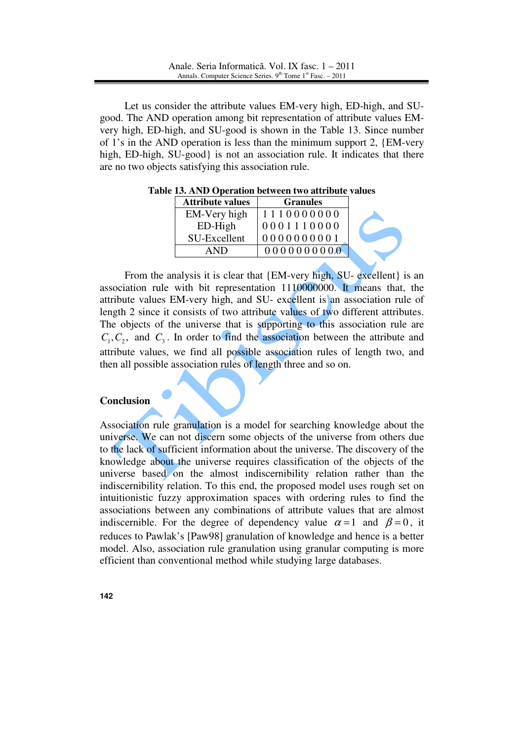Let us consider the attribute values EM-very high, ED-high, and SU-good. The AND operation among bit representation of attribute values EM-very high, ED-high, and SU-good is shown in the Table 13. Since number of 1's in the AND operation is less than the minimum support 2, {EM-very high, ED-high, SU-good} is not an association rule. It indicates that there are no two objects satisfying this association rule.

**Table 13. AND Operation between two attribute values**

| Attribute values | Granules |
|---|---|
| EM-Very high | 1 1 1 0 0 0 0 0 0 0 |
| ED-High | 0 0 0 1 1 1 0 0 0 0 |
| SU-Excellent | 0 0 0 0 0 0 0 0 0 1 |
| AND | 0 0 0 0 0 0 0 0 0 0 |

From the analysis it is clear that {EM-very high, SU- excellent} is an association rule with bit representation 1110000000. It means that, the attribute values EM-very high, and SU- excellent is an association rule of length 2 since it consists of two attribute values of two different attributes. The objects of the universe that is supporting to this association rule are $C_1, C_2$, and $C_3$. In order to find the association between the attribute and attribute values, we find all possible association rules of length two, and then all possible association rules of length three and so on.

## Conclusion

Association rule granulation is a model for searching knowledge about the universe. We can not discern some objects of the universe from others due to the lack of sufficient information about the universe. The discovery of the knowledge about the universe requires classification of the objects of the universe based on the almost indiscernibility relation rather than the indiscernibility relation. To this end, the proposed model uses rough set on intuitionistic fuzzy approximation spaces with ordering rules to find the associations between any combinations of attribute values that are almost indiscernible. For the degree of dependency value $\alpha = 1$ and $\beta = 0$, it reduces to Pawlak's [Paw98] granulation of knowledge and hence is a better model. Also, association rule granulation using granular computing is more efficient than conventional method while studying large databases.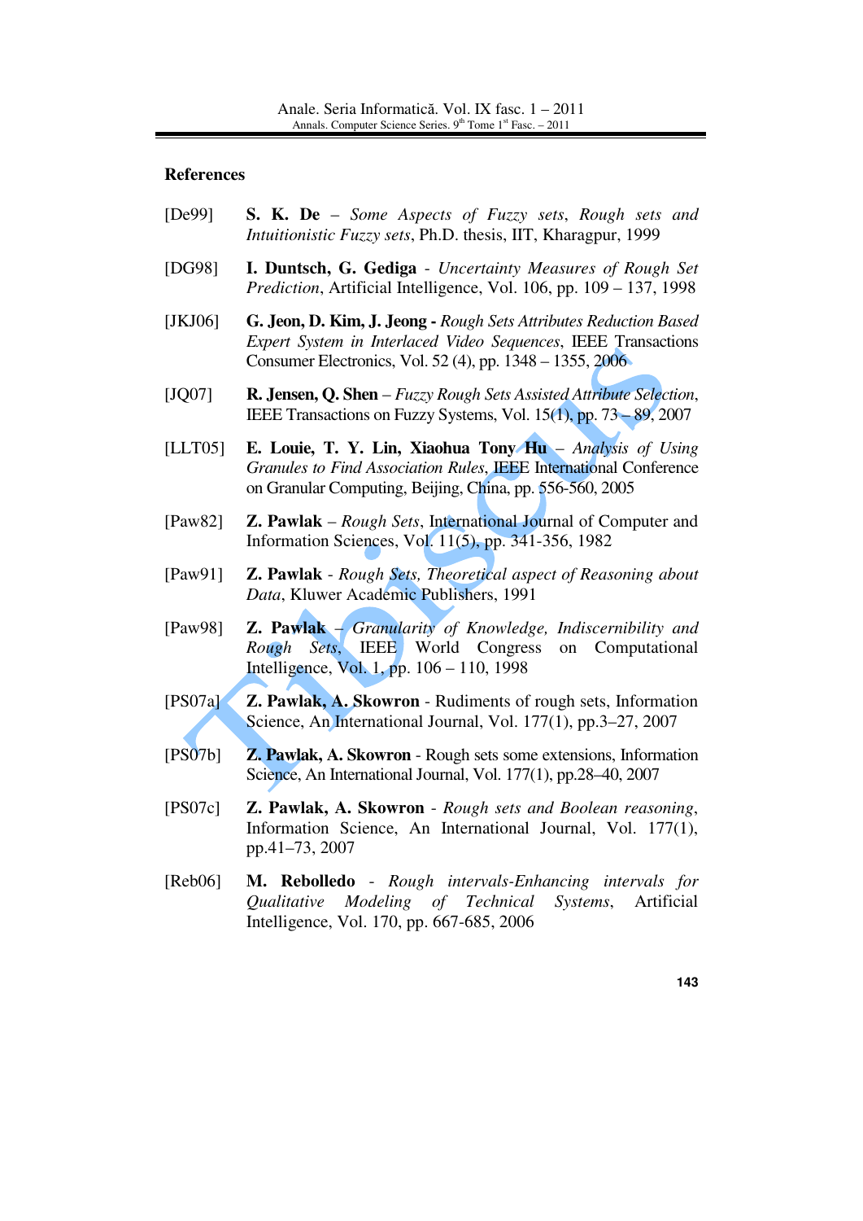## References

[De99] **S. K. De** – *Some Aspects of Fuzzy sets, Rough sets and Intuitionistic Fuzzy sets*, Ph.D. thesis, IIT, Kharagpur, 1999

[DG98] **I. Duntsch, G. Gediga** - *Uncertainty Measures of Rough Set Prediction*, Artificial Intelligence, Vol. 106, pp. 109 – 137, 1998

[JKJ06] **G. Jeon, D. Kim, J. Jeong** - *Rough Sets Attributes Reduction Based Expert System in Interlaced Video Sequences*, IEEE Transactions Consumer Electronics, Vol. 52 (4), pp. 1348 – 1355, 2006

[JQ07] **R. Jensen, Q. Shen** – *Fuzzy Rough Sets Assisted Attribute Selection*, IEEE Transactions on Fuzzy Systems, Vol. 15(1), pp. 73 – 89, 2007

[LLT05] **E. Louie, T. Y. Lin, Xiaohua Tony Hu** – *Analysis of Using Granules to Find Association Rules*, IEEE International Conference on Granular Computing, Beijing, China, pp. 556-560, 2005

[Paw82] **Z. Pawlak** – *Rough Sets*, International Journal of Computer and Information Sciences, Vol. 11(5), pp. 341-356, 1982

[Paw91] **Z. Pawlak** - *Rough Sets, Theoretical aspect of Reasoning about Data*, Kluwer Academic Publishers, 1991

[Paw98] **Z. Pawlak** – *Granularity of Knowledge, Indiscernibility and Rough Sets*, IEEE World Congress on Computational Intelligence, Vol. 1, pp. 106 – 110, 1998

[PS07a] **Z. Pawlak, A. Skowron** - Rudiments of rough sets, Information Science, An International Journal, Vol. 177(1), pp.3–27, 2007

[PS07b] **Z. Pawlak, A. Skowron** - Rough sets some extensions, Information Science, An International Journal, Vol. 177(1), pp.28–40, 2007

[PS07c] **Z. Pawlak, A. Skowron** - *Rough sets and Boolean reasoning*, Information Science, An International Journal, Vol. 177(1), pp.41–73, 2007

[Reb06] **M. Rebolledo** - *Rough intervals-Enhancing intervals for Qualitative Modeling of Technical Systems*, Artificial Intelligence, Vol. 170, pp. 667-685, 2006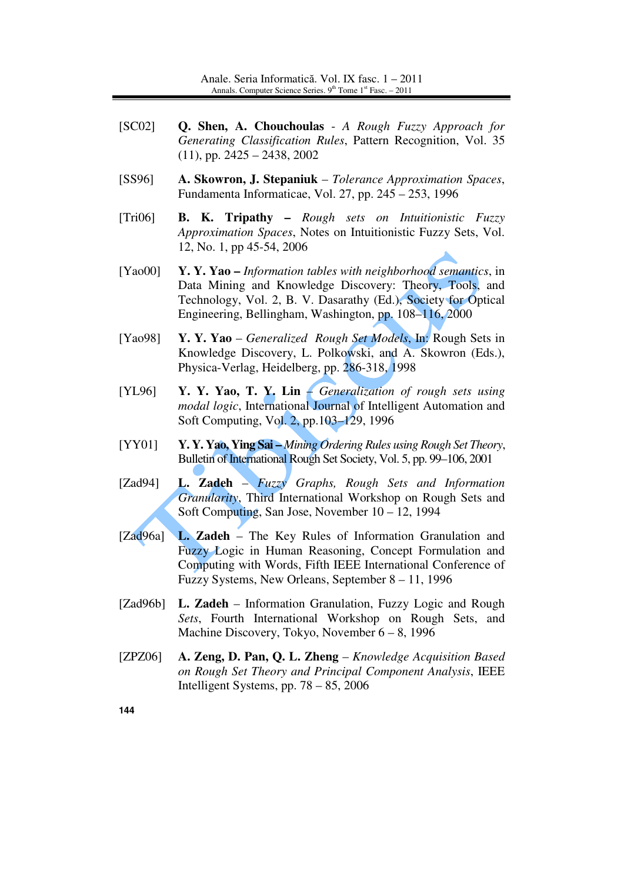[SC02] **Q. Shen, A. Chouchoulas** - *A Rough Fuzzy Approach for Generating Classification Rules*, Pattern Recognition, Vol. 35 (11), pp. 2425 – 2438, 2002

[SS96] **A. Skowron, J. Stepaniuk** – *Tolerance Approximation Spaces*, Fundamenta Informaticae, Vol. 27, pp. 245 – 253, 1996

[Tri06] **B. K. Tripathy** – *Rough sets on Intuitionistic Fuzzy Approximation Spaces*, Notes on Intuitionistic Fuzzy Sets, Vol. 12, No. 1, pp 45-54, 2006

[Yao00] **Y. Y. Yao** – *Information tables with neighborhood semantics*, in Data Mining and Knowledge Discovery: Theory, Tools, and Technology, Vol. 2, B. V. Dasarathy (Ed.), Society for Optical Engineering, Bellingham, Washington, pp. 108–116, 2000

[Yao98] **Y. Y. Yao** – *Generalized Rough Set Models*, In: Rough Sets in Knowledge Discovery, L. Polkowski, and A. Skowron (Eds.), Physica-Verlag, Heidelberg, pp. 286-318, 1998

[YL96] **Y. Y. Yao, T. Y. Lin** – *Generalization of rough sets using modal logic*, International Journal of Intelligent Automation and Soft Computing, Vol. 2, pp.103–129, 1996

[YY01] **Y. Y. Yao, Ying Sai** – *Mining Ordering Rules using Rough Set Theory*, Bulletin of International Rough Set Society, Vol. 5, pp. 99–106, 2001

[Zad94] **L. Zadeh** – *Fuzzy Graphs, Rough Sets and Information Granularity*, Third International Workshop on Rough Sets and Soft Computing, San Jose, November 10 – 12, 1994

[Zad96a] **L. Zadeh** – The Key Rules of Information Granulation and Fuzzy Logic in Human Reasoning, Concept Formulation and Computing with Words, Fifth IEEE International Conference of Fuzzy Systems, New Orleans, September 8 – 11, 1996

[Zad96b] **L. Zadeh** – Information Granulation, Fuzzy Logic and Rough *Sets*, Fourth International Workshop on Rough Sets, and Machine Discovery, Tokyo, November 6 – 8, 1996

[ZPZ06] **A. Zeng, D. Pan, Q. L. Zheng** – *Knowledge Acquisition Based on Rough Set Theory and Principal Component Analysis*, IEEE Intelligent Systems, pp. 78 – 85, 2006